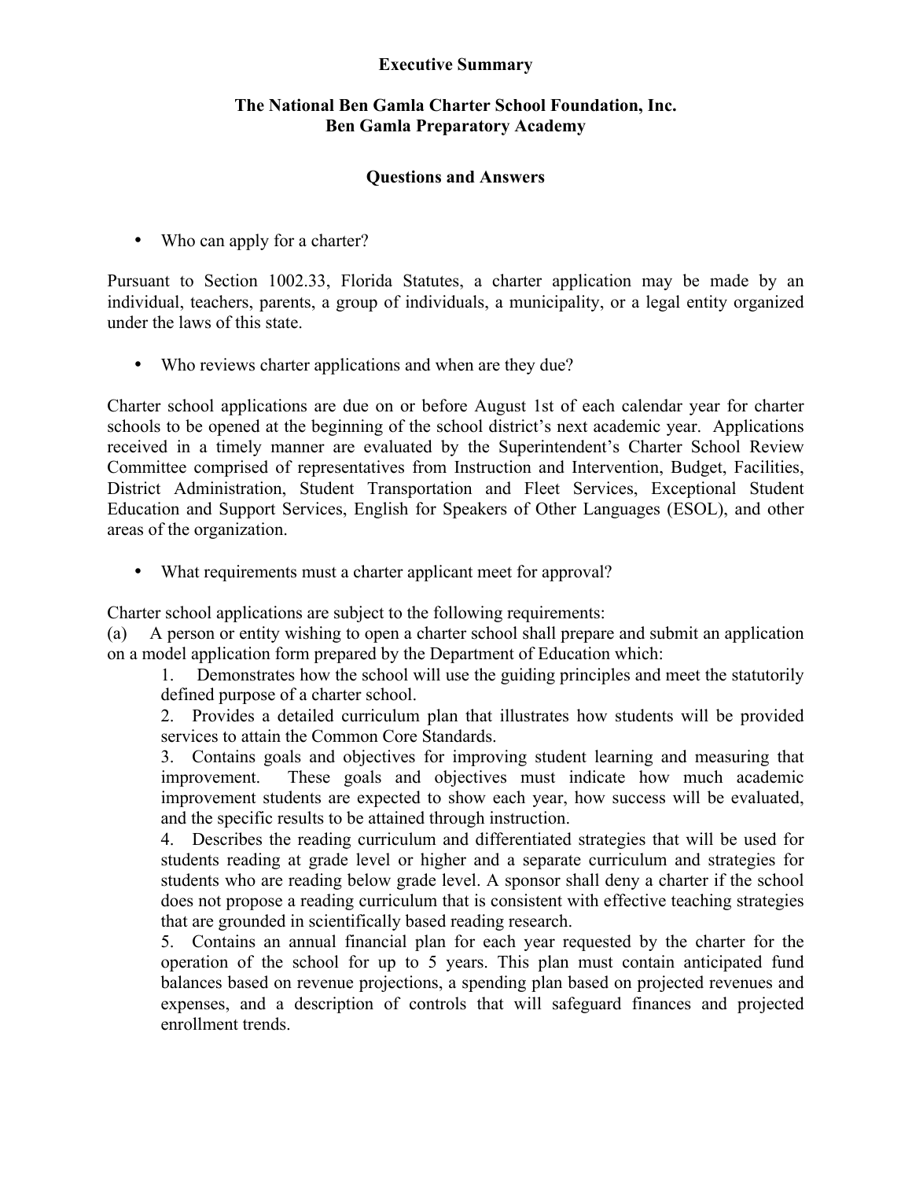**Executive Summary**

**The National Ben Gamla Charter School Foundation, Inc.**
**Ben Gamla Preparatory Academy**

**Questions and Answers**

- Who can apply for a charter?

Pursuant to Section 1002.33, Florida Statutes, a charter application may be made by an individual, teachers, parents, a group of individuals, a municipality, or a legal entity organized under the laws of this state.

- Who reviews charter applications and when are they due?

Charter school applications are due on or before August 1st of each calendar year for charter schools to be opened at the beginning of the school district's next academic year. Applications received in a timely manner are evaluated by the Superintendent's Charter School Review Committee comprised of representatives from Instruction and Intervention, Budget, Facilities, District Administration, Student Transportation and Fleet Services, Exceptional Student Education and Support Services, English for Speakers of Other Languages (ESOL), and other areas of the organization.

- What requirements must a charter applicant meet for approval?

Charter school applications are subject to the following requirements:

(a) A person or entity wishing to open a charter school shall prepare and submit an application on a model application form prepared by the Department of Education which:

1. Demonstrates how the school will use the guiding principles and meet the statutorily defined purpose of a charter school.
2. Provides a detailed curriculum plan that illustrates how students will be provided services to attain the Common Core Standards.
3. Contains goals and objectives for improving student learning and measuring that improvement. These goals and objectives must indicate how much academic improvement students are expected to show each year, how success will be evaluated, and the specific results to be attained through instruction.
4. Describes the reading curriculum and differentiated strategies that will be used for students reading at grade level or higher and a separate curriculum and strategies for students who are reading below grade level. A sponsor shall deny a charter if the school does not propose a reading curriculum that is consistent with effective teaching strategies that are grounded in scientifically based reading research.
5. Contains an annual financial plan for each year requested by the charter for the operation of the school for up to 5 years. This plan must contain anticipated fund balances based on revenue projections, a spending plan based on projected revenues and expenses, and a description of controls that will safeguard finances and projected enrollment trends.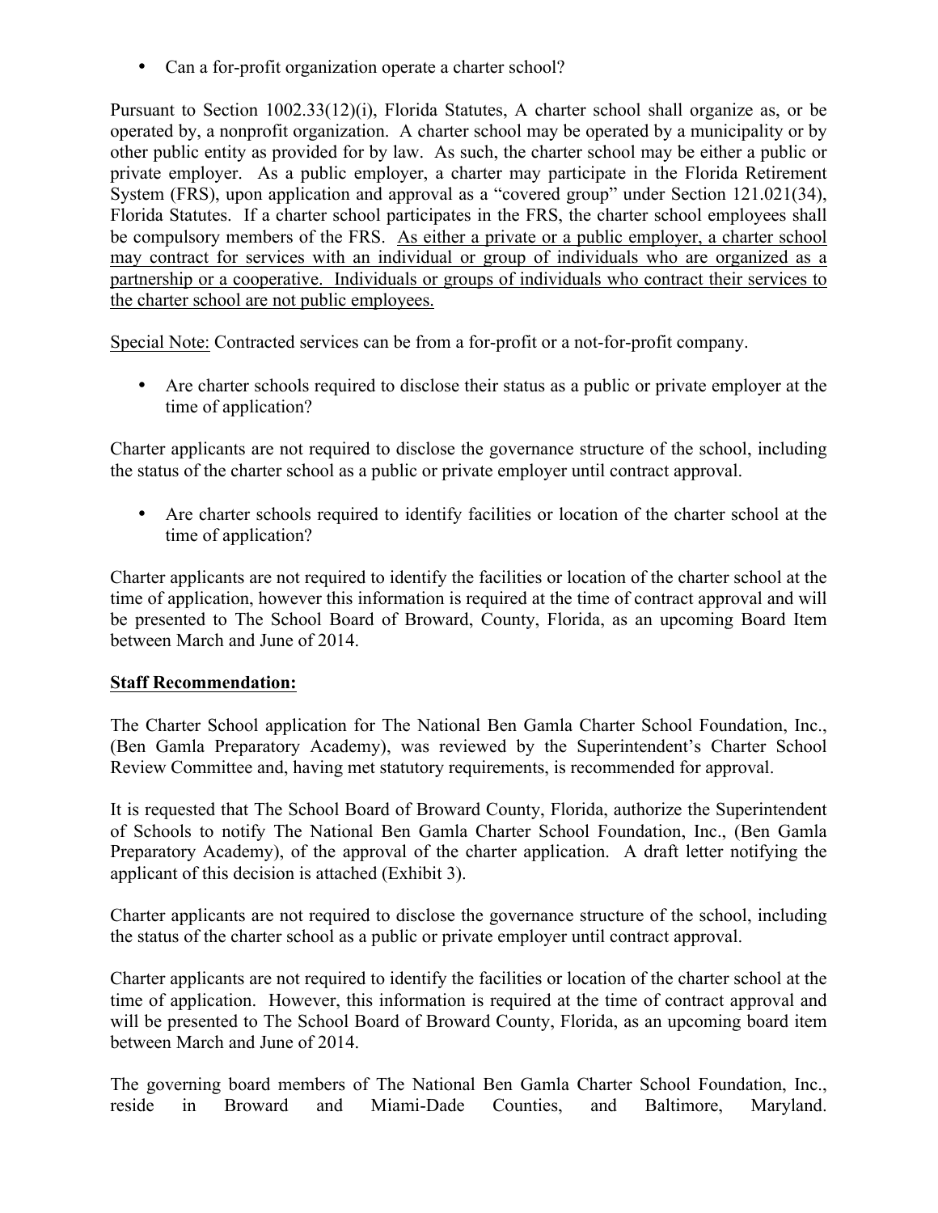- Can a for-profit organization operate a charter school?

Pursuant to Section 1002.33(12)(i), Florida Statutes, A charter school shall organize as, or be operated by, a nonprofit organization. A charter school may be operated by a municipality or by other public entity as provided for by law. As such, the charter school may be either a public or private employer. As a public employer, a charter may participate in the Florida Retirement System (FRS), upon application and approval as a "covered group" under Section 121.021(34), Florida Statutes. If a charter school participates in the FRS, the charter school employees shall be compulsory members of the FRS. <u>As either a private or a public employer, a charter school may contract for services with an individual or group of individuals who are organized as a partnership or a cooperative. Individuals or groups of individuals who contract their services to the charter school are not public employees.</u>

<u>Special Note:</u> Contracted services can be from a for-profit or a not-for-profit company.

- Are charter schools required to disclose their status as a public or private employer at the time of application?

Charter applicants are not required to disclose the governance structure of the school, including the status of the charter school as a public or private employer until contract approval.

- Are charter schools required to identify facilities or location of the charter school at the time of application?

Charter applicants are not required to identify the facilities or location of the charter school at the time of application, however this information is required at the time of contract approval and will be presented to The School Board of Broward, County, Florida, as an upcoming Board Item between March and June of 2014.

**<u>Staff Recommendation:</u>**

The Charter School application for The National Ben Gamla Charter School Foundation, Inc., (Ben Gamla Preparatory Academy), was reviewed by the Superintendent's Charter School Review Committee and, having met statutory requirements, is recommended for approval.

It is requested that The School Board of Broward County, Florida, authorize the Superintendent of Schools to notify The National Ben Gamla Charter School Foundation, Inc., (Ben Gamla Preparatory Academy), of the approval of the charter application. A draft letter notifying the applicant of this decision is attached (Exhibit 3).

Charter applicants are not required to disclose the governance structure of the school, including the status of the charter school as a public or private employer until contract approval.

Charter applicants are not required to identify the facilities or location of the charter school at the time of application. However, this information is required at the time of contract approval and will be presented to The School Board of Broward County, Florida, as an upcoming board item between March and June of 2014.

The governing board members of The National Ben Gamla Charter School Foundation, Inc., reside in Broward and Miami-Dade Counties, and Baltimore, Maryland.